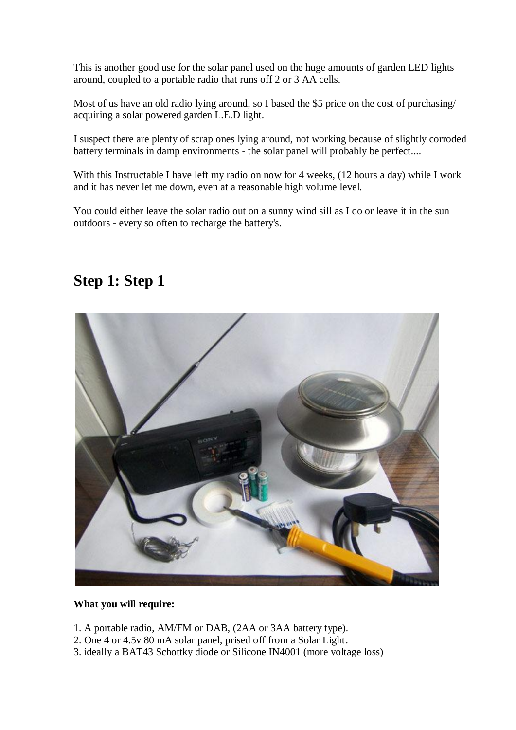This is another good use for the solar panel used on the huge amounts of garden LED lights around, coupled to a portable radio that runs off 2 or 3 AA cells.

Most of us have an old radio lying around, so I based the $5 price on the cost of purchasing/ acquiring a solar powered garden L.E.D light.

I suspect there are plenty of scrap ones lying around, not working because of slightly corroded battery terminals in damp environments - the solar panel will probably be perfect....

With this Instructable I have left my radio on now for 4 weeks, (12 hours a day) while I work and it has never let me down, even at a reasonable high volume level.

You could either leave the solar radio out on a sunny wind sill as I do or leave it in the sun outdoors - every so often to recharge the battery's.

## Step 1: Step 1

**What you will require:**

1. A portable radio, AM/FM or DAB, (2AA or 3AA battery type).
2. One 4 or 4.5v 80 mA solar panel, prised off from a Solar Light.
3. ideally a BAT43 Schottky diode or Silicone IN4001 (more voltage loss)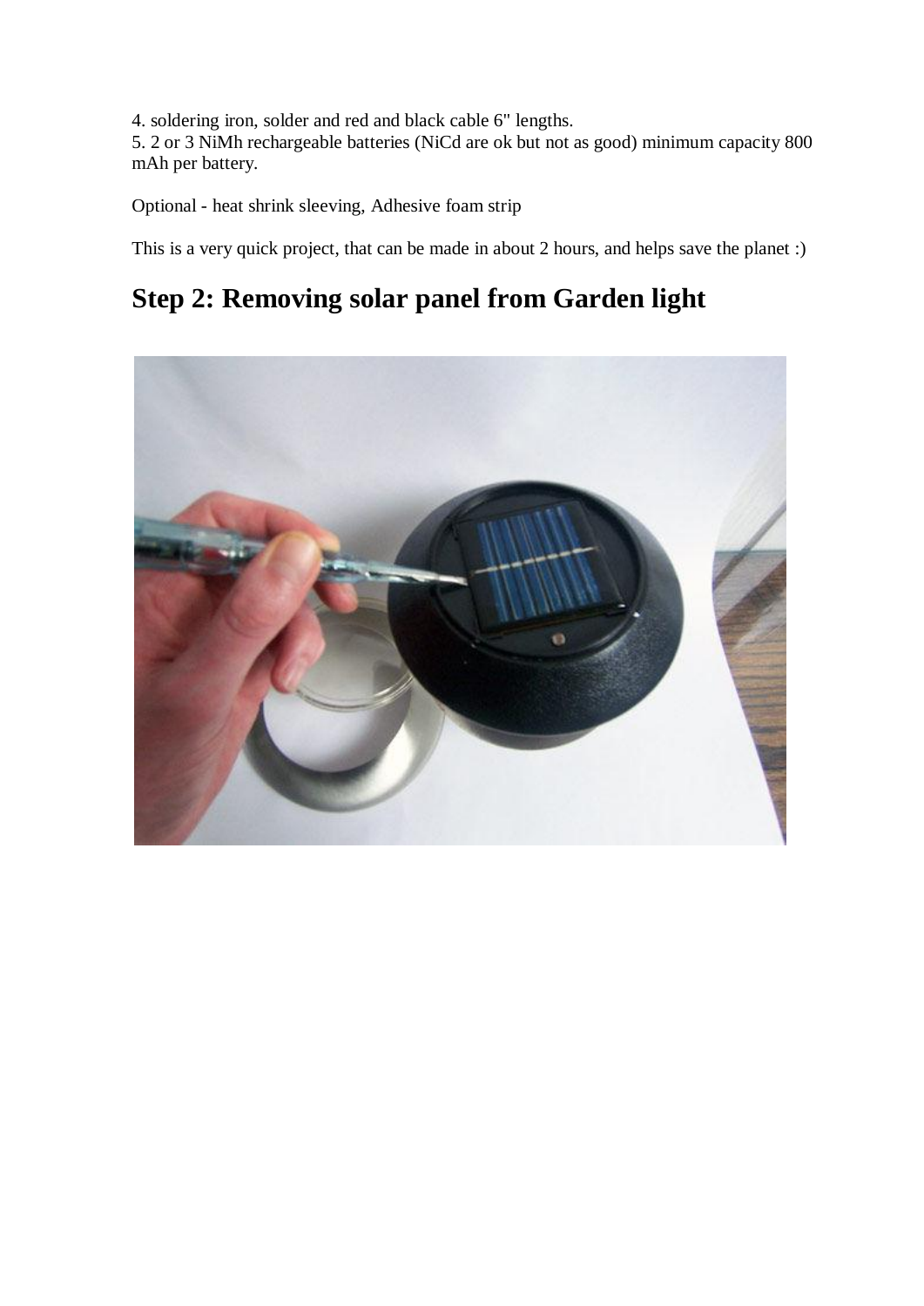4. soldering iron, solder and red and black cable 6" lengths.
5. 2 or 3 NiMh rechargeable batteries (NiCd are ok but not as good) minimum capacity 800 mAh per battery.

Optional - heat shrink sleeving, Adhesive foam strip

This is a very quick project, that can be made in about 2 hours, and helps save the planet :)

## Step 2: Removing solar panel from Garden light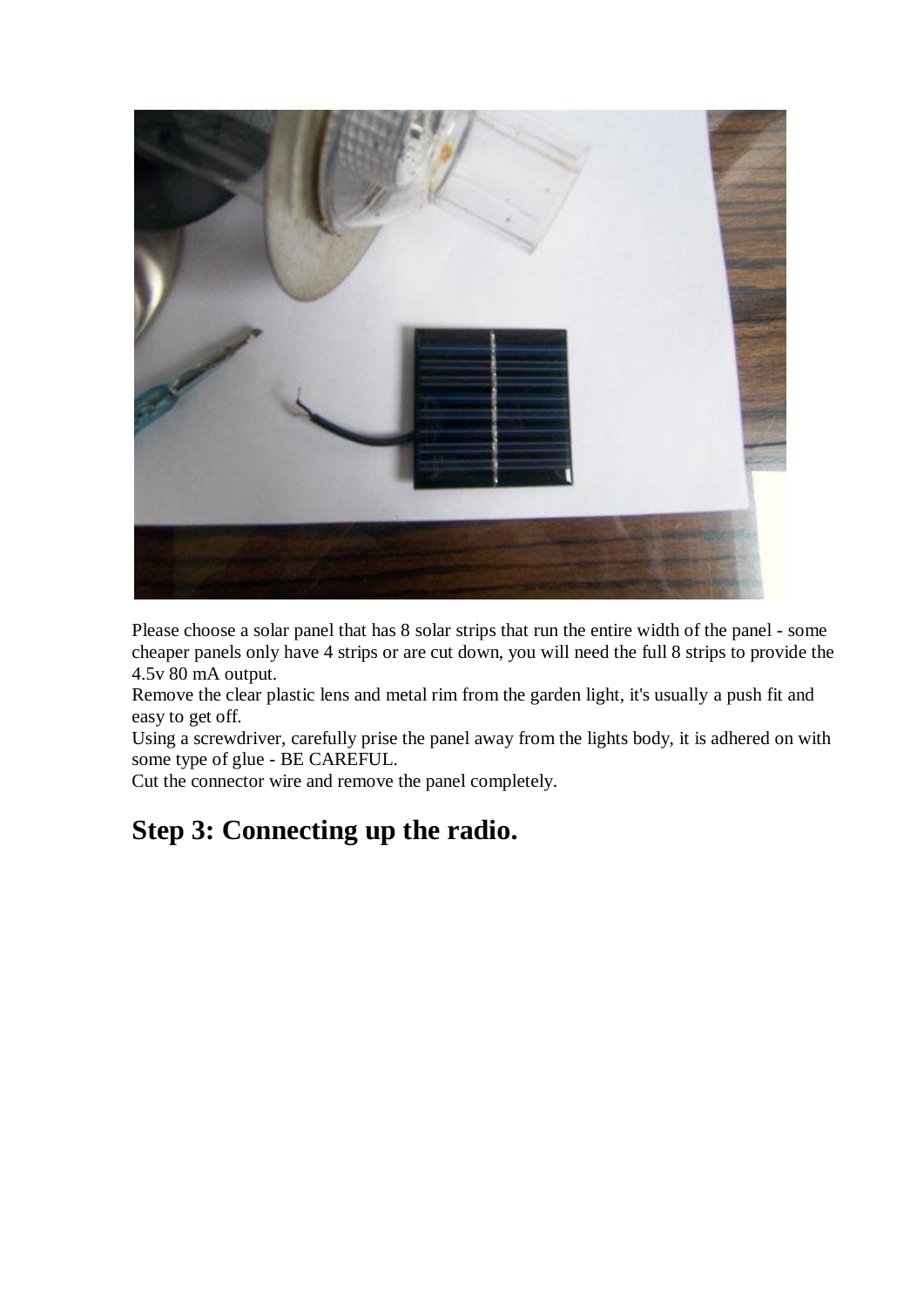Please choose a solar panel that has 8 solar strips that run the entire width of the panel - some cheaper panels only have 4 strips or are cut down, you will need the full 8 strips to provide the 4.5v 80 mA output.
Remove the clear plastic lens and metal rim from the garden light, it's usually a push fit and easy to get off.
Using a screwdriver, carefully prise the panel away from the lights body, it is adhered on with some type of glue - BE CAREFUL.
Cut the connector wire and remove the panel completely.

## Step 3: Connecting up the radio.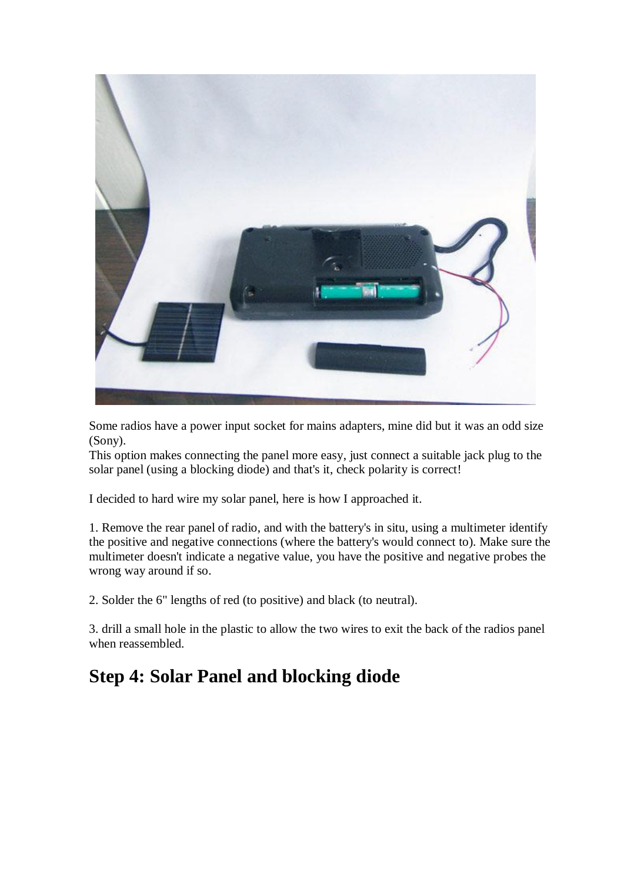Some radios have a power input socket for mains adapters, mine did but it was an odd size (Sony).
This option makes connecting the panel more easy, just connect a suitable jack plug to the solar panel (using a blocking diode) and that's it, check polarity is correct!

I decided to hard wire my solar panel, here is how I approached it.

1. Remove the rear panel of radio, and with the battery's in situ, using a multimeter identify the positive and negative connections (where the battery's would connect to). Make sure the multimeter doesn't indicate a negative value, you have the positive and negative probes the wrong way around if so.

2. Solder the 6" lengths of red (to positive) and black (to neutral).

3. drill a small hole in the plastic to allow the two wires to exit the back of the radios panel when reassembled.

## Step 4: Solar Panel and blocking diode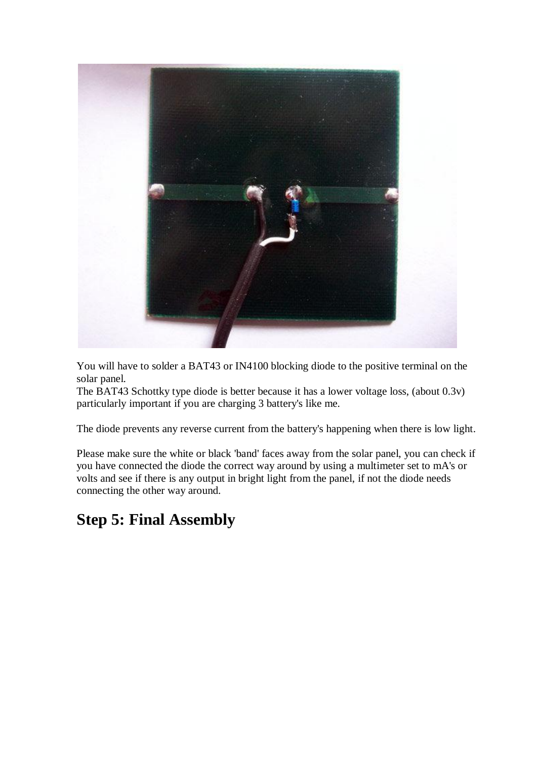You will have to solder a BAT43 or IN4100 blocking diode to the positive terminal on the solar panel.
The BAT43 Schottky type diode is better because it has a lower voltage loss, (about 0.3v) particularly important if you are charging 3 battery's like me.

The diode prevents any reverse current from the battery's happening when there is low light.

Please make sure the white or black 'band' faces away from the solar panel, you can check if you have connected the diode the correct way around by using a multimeter set to mA's or volts and see if there is any output in bright light from the panel, if not the diode needs connecting the other way around.

## Step 5: Final Assembly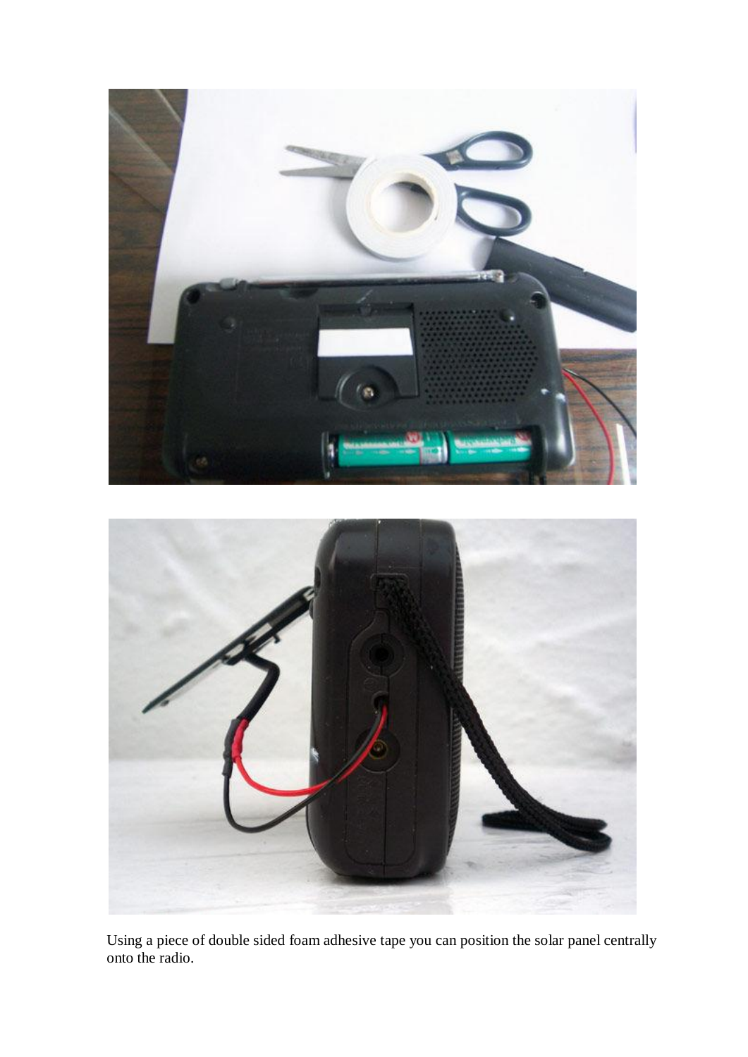Using a piece of double sided foam adhesive tape you can position the solar panel centrally onto the radio.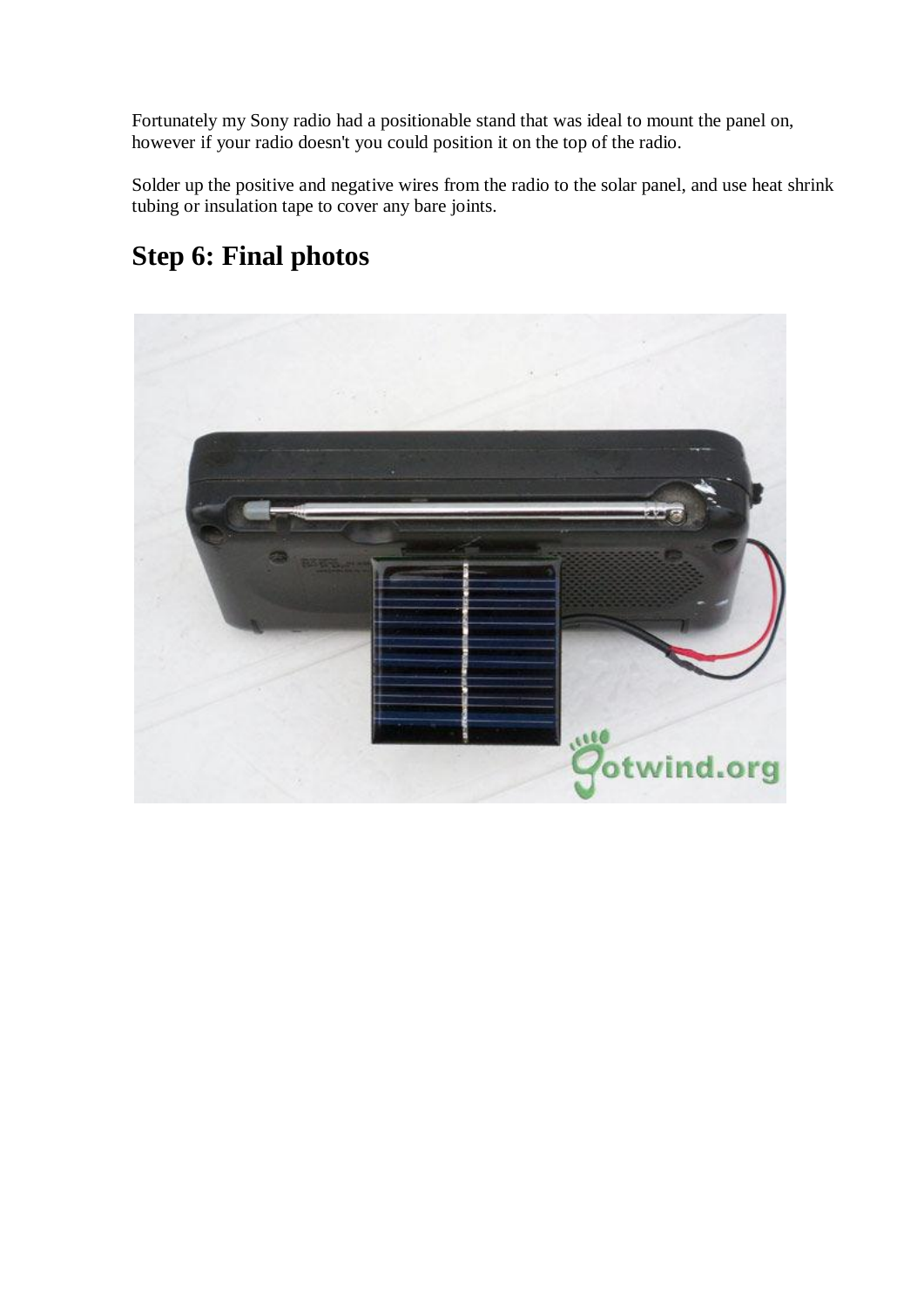Fortunately my Sony radio had a positionable stand that was ideal to mount the panel on, however if your radio doesn't you could position it on the top of the radio.

Solder up the positive and negative wires from the radio to the solar panel, and use heat shrink tubing or insulation tape to cover any bare joints.

## Step 6: Final photos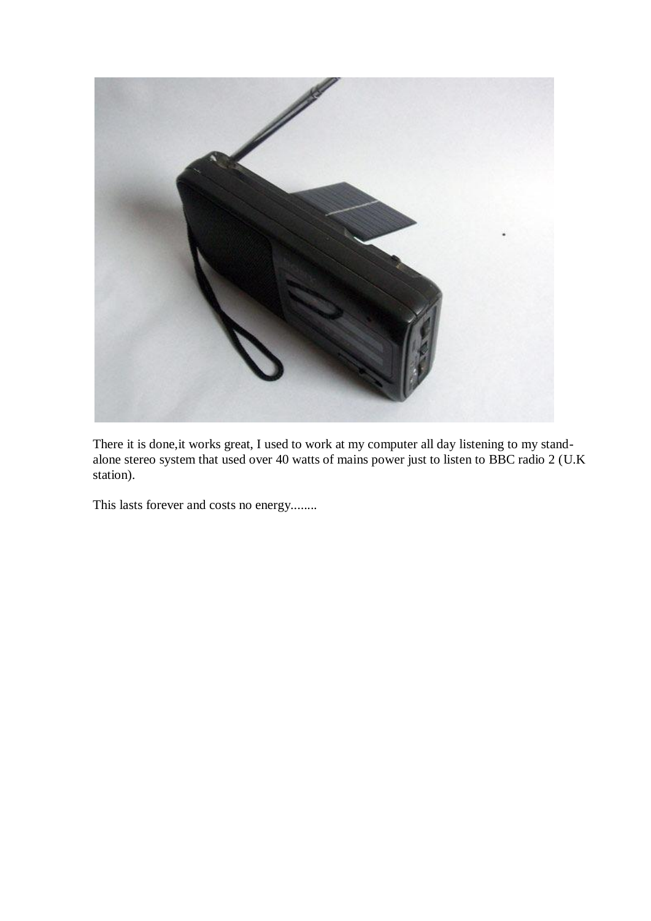There it is done,it works great, I used to work at my computer all day listening to my stand-alone stereo system that used over 40 watts of mains power just to listen to BBC radio 2 (U.K station).

This lasts forever and costs no energy........